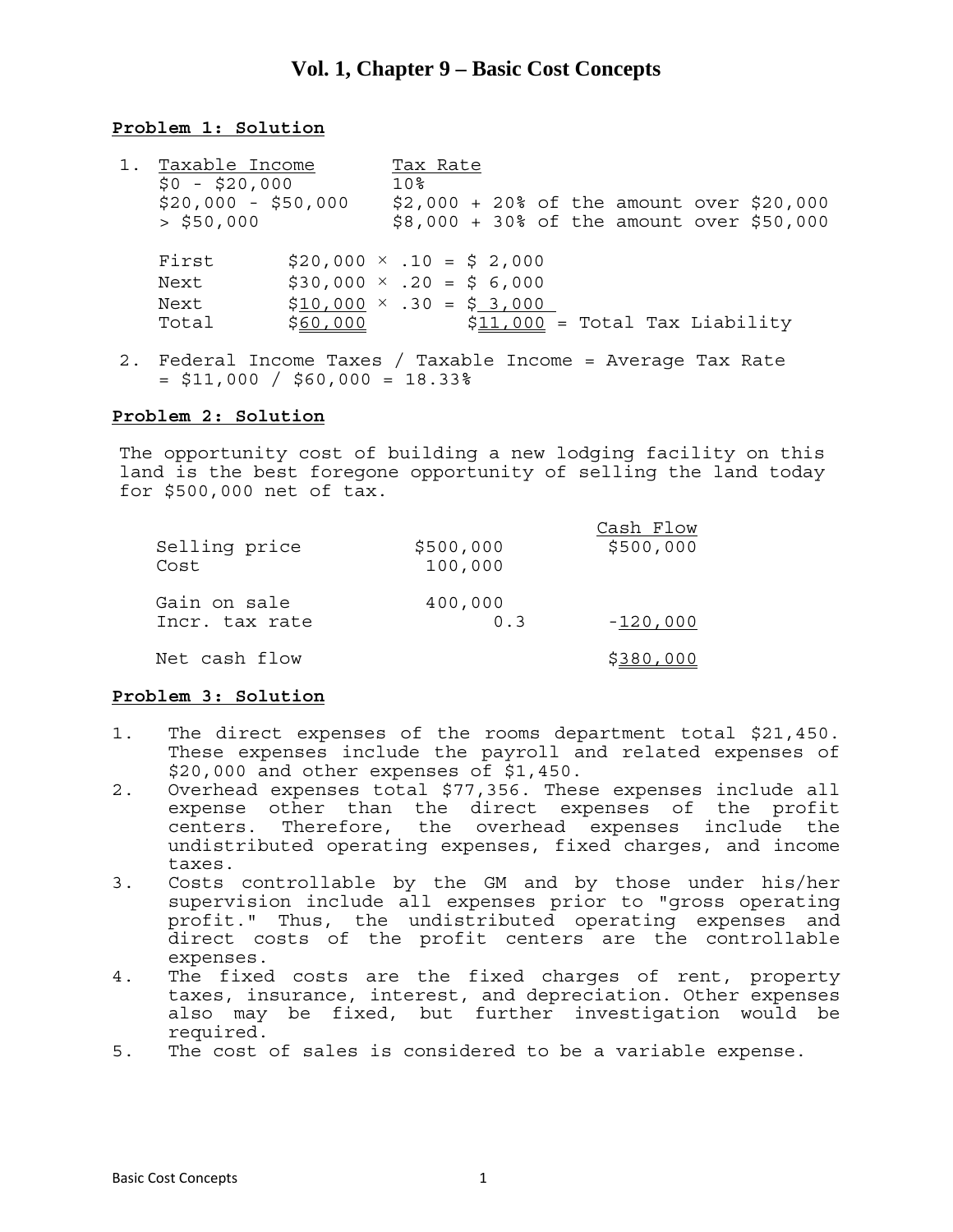# Vol. 1, Chapter 9 – Basic Cost Concepts

**Problem 1: Solution**

1. 

| Taxable Income | Tax Rate |
|---|---|
| $0 - $20,000 | 10% |
| $20,000 - $50,000 | $2,000 + 20% of the amount over $20,000 |
| > $50,000 | $8,000 + 30% of the amount over $50,000 |

| | | |
|---|---|---|
| First | $20,000 × .10 = | $ 2,000 |
| Next | $30,000 × .20 = | $ 6,000 |
| Next | $10,000 × .30 = | $ 3,000 |
| Total | $60,000 | $11,000 = Total Tax Liability |

2. Federal Income Taxes / Taxable Income = Average Tax Rate
   = $11,000 / $60,000 = 18.33%

**Problem 2: Solution**

The opportunity cost of building a new lodging facility on this land is the best foregone opportunity of selling the land today for $500,000 net of tax.

| | | Cash Flow |
|---|---|---|
| Selling price | $500,000 | $500,000 |
| Cost | 100,000 | |
| Gain on sale | 400,000 | |
| Incr. tax rate | 0.3 | -120,000 |
| Net cash flow | | $380,000 |

**Problem 3: Solution**

1. The direct expenses of the rooms department total $21,450. These expenses include the payroll and related expenses of $20,000 and other expenses of $1,450.
2. Overhead expenses total $77,356. These expenses include all expense other than the direct expenses of the profit centers. Therefore, the overhead expenses include the undistributed operating expenses, fixed charges, and income taxes.
3. Costs controllable by the GM and by those under his/her supervision include all expenses prior to "gross operating profit." Thus, the undistributed operating expenses and direct costs of the profit centers are the controllable expenses.
4. The fixed costs are the fixed charges of rent, property taxes, insurance, interest, and depreciation. Other expenses also may be fixed, but further investigation would be required.
5. The cost of sales is considered to be a variable expense.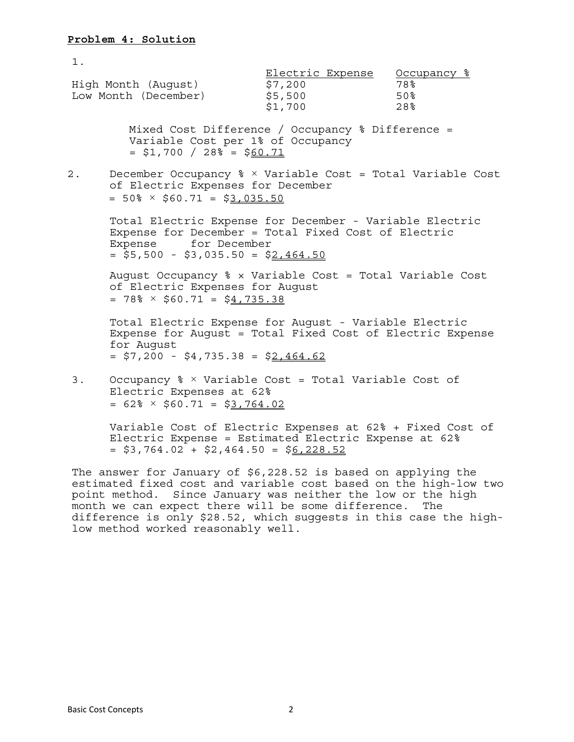**Problem 4: Solution**

1.

| | Electric Expense | Occupancy % |
|---|---|---|
| High Month (August) | $7,200 | 78% |
| Low Month (December) | $5,500 | 50% |
| | $1,700 | 28% |

Mixed Cost Difference / Occupancy % Difference = Variable Cost per 1% of Occupancy
= $1,700 / 28% = $60.71

2. December Occupancy % × Variable Cost = Total Variable Cost of Electric Expenses for December
= 50% × $60.71 = $3,035.50

Total Electric Expense for December - Variable Electric Expense for December = Total Fixed Cost of Electric Expense for December
= $5,500 - $3,035.50 = $2,464.50

August Occupancy % × Variable Cost = Total Variable Cost of Electric Expenses for August
= 78% × $60.71 = $4,735.38

Total Electric Expense for August - Variable Electric Expense for August = Total Fixed Cost of Electric Expense for August
= $7,200 - $4,735.38 = $2,464.62

3. Occupancy % × Variable Cost = Total Variable Cost of Electric Expenses at 62%
= 62% × $60.71 = $3,764.02

Variable Cost of Electric Expenses at 62% + Fixed Cost of Electric Expense = Estimated Electric Expense at 62%
= $3,764.02 + $2,464.50 = $6,228.52

The answer for January of $6,228.52 is based on applying the estimated fixed cost and variable cost based on the high-low two point method. Since January was neither the low or the high month we can expect there will be some difference. The difference is only $28.52, which suggests in this case the high-low method worked reasonably well.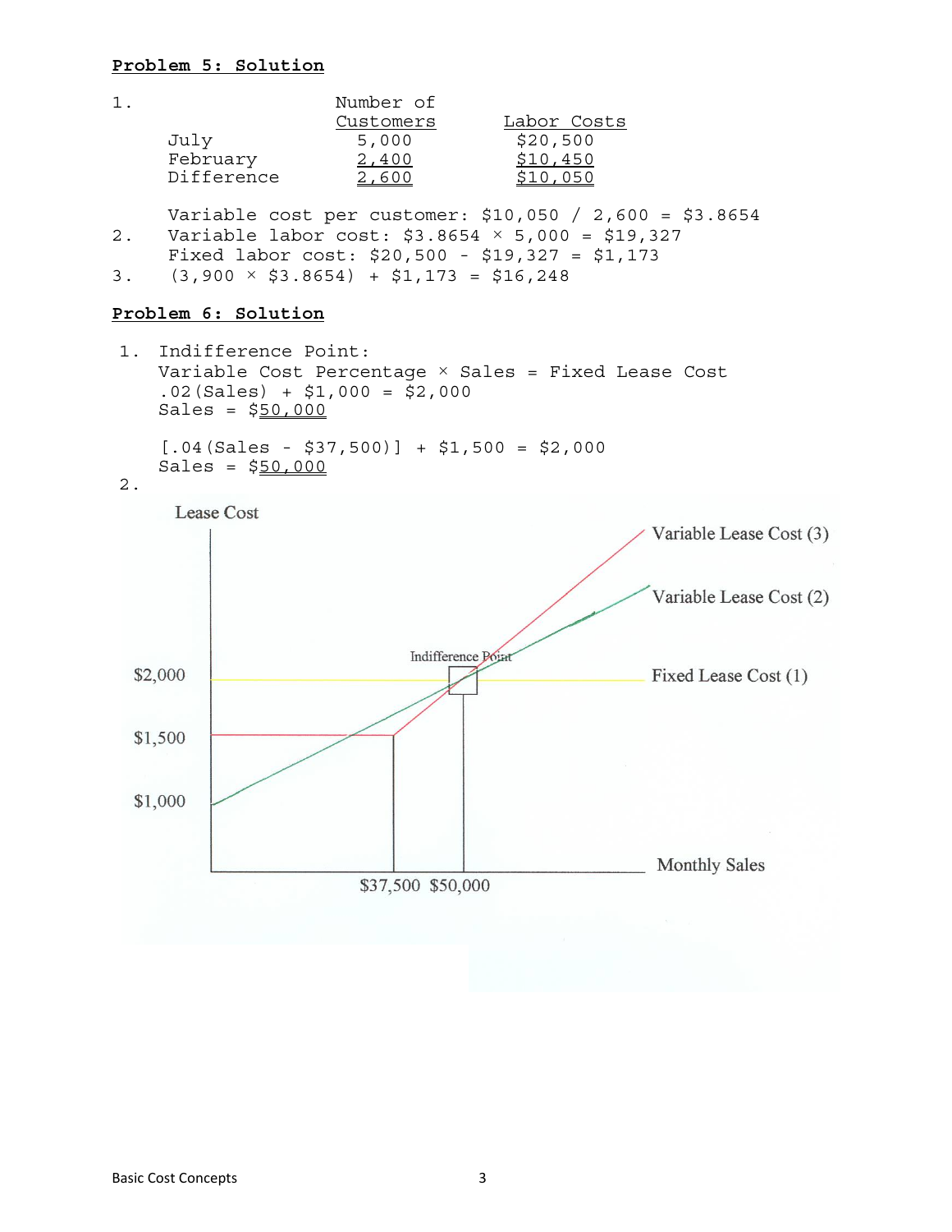**Problem 5: Solution**

1.

| | Number of Customers | Labor Costs |
|---|---|---|
| July | 5,000 | $20,500 |
| February | 2,400 | $10,450 |
| Difference | 2,600 | $10,050 |

Variable cost per customer: $10,050 / 2,600 = $3.8654

2. Variable labor cost: $3.8654 × 5,000 = $19,327
   Fixed labor cost: $20,500 - $19,327 = $1,173

3. (3,900 × $3.8654) + $1,173 = $16,248

**Problem 6: Solution**

1. Indifference Point:
   Variable Cost Percentage × Sales = Fixed Lease Cost
   .02(Sales) + $1,000 = $2,000
   Sales = $50,000

   [.04(Sales - $37,500)] + $1,500 = $2,000
   Sales = $50,000

2.

Lease Cost

Variable Lease Cost (3)

Variable Lease Cost (2)

Indifference Point

$2,000 Fixed Lease Cost (1)

$1,500

$1,000

Monthly Sales

$37,500 $50,000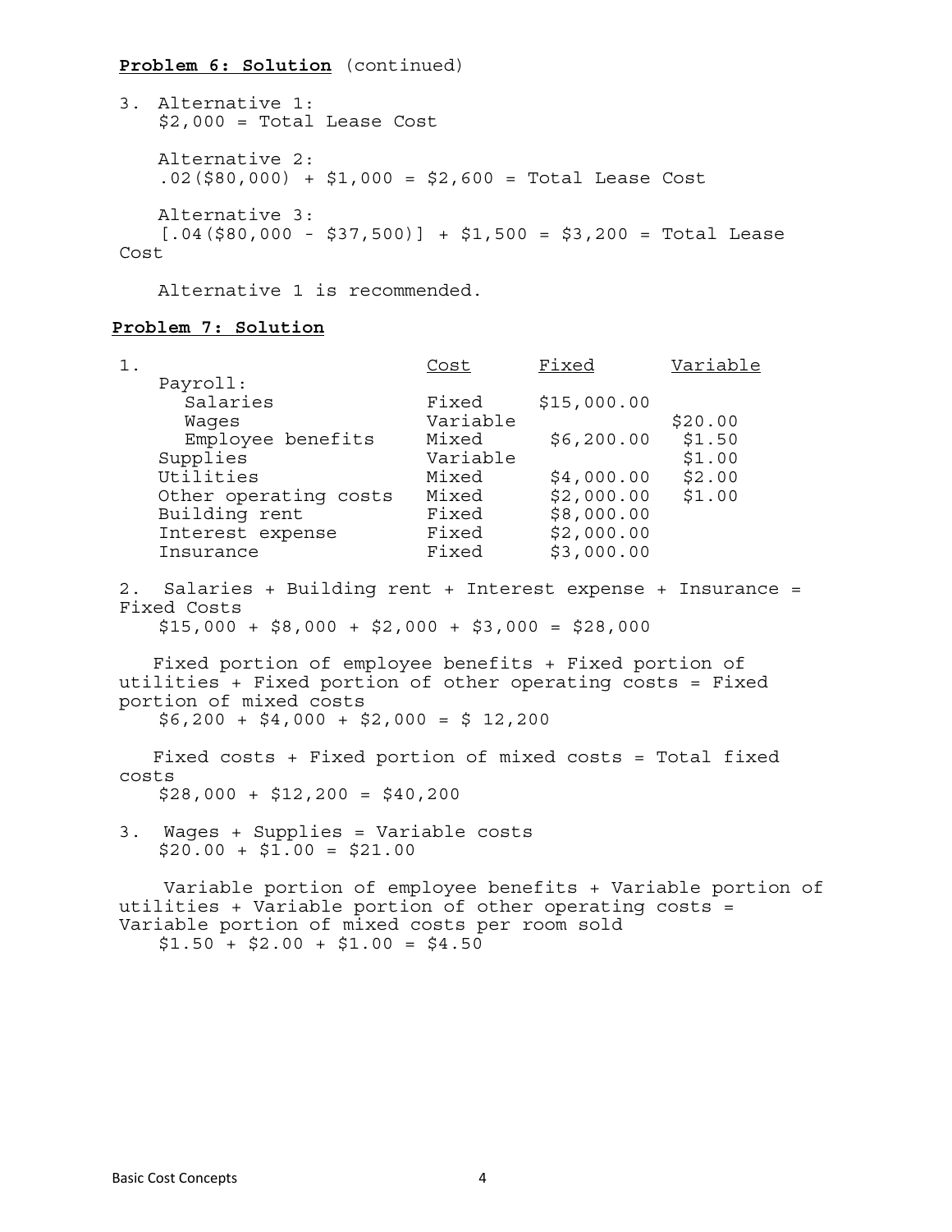**Problem 6: Solution** (continued)

3. Alternative 1:
   $2,000 = Total Lease Cost

   Alternative 2:
   .02($80,000) + $1,000 = $2,600 = Total Lease Cost

   Alternative 3:
   [.04($80,000 - $37,500)] + $1,500 = $3,200 = Total Lease Cost

   Alternative 1 is recommended.

**Problem 7: Solution**

1.

| | Cost | Fixed | Variable |
|---|---|---|---|
| Payroll: | | | |
| Salaries | Fixed | $15,000.00 | |
| Wages | Variable | | $20.00 |
| Employee benefits | Mixed | $6,200.00 | $1.50 |
| Supplies | Variable | | $1.00 |
| Utilities | Mixed | $4,000.00 | $2.00 |
| Other operating costs | Mixed | $2,000.00 | $1.00 |
| Building rent | Fixed | $8,000.00 | |
| Interest expense | Fixed | $2,000.00 | |
| Insurance | Fixed | $3,000.00 | |

2. Salaries + Building rent + Interest expense + Insurance = Fixed Costs
   $15,000 + $8,000 + $2,000 + $3,000 = $28,000

   Fixed portion of employee benefits + Fixed portion of utilities + Fixed portion of other operating costs = Fixed portion of mixed costs
   $6,200 + $4,000 + $2,000 = $ 12,200

   Fixed costs + Fixed portion of mixed costs = Total fixed costs
   $28,000 + $12,200 = $40,200

3. Wages + Supplies = Variable costs
   $20.00 + $1.00 = $21.00

   Variable portion of employee benefits + Variable portion of utilities + Variable portion of other operating costs = Variable portion of mixed costs per room sold
   $1.50 + $2.00 + $1.00 = $4.50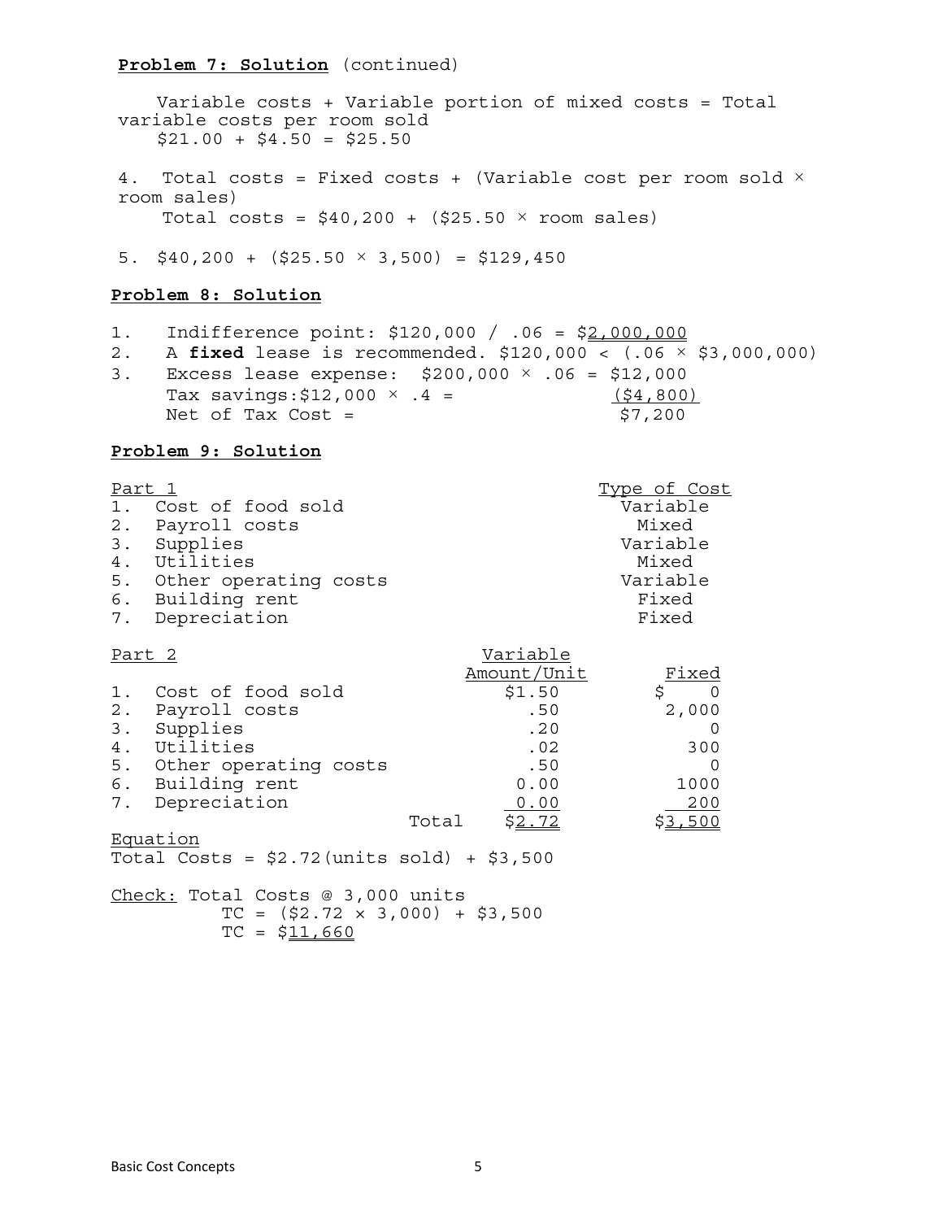**Problem 7: Solution** (continued)

Variable costs + Variable portion of mixed costs = Total variable costs per room sold
$21.00 + $4.50 = $25.50

4. Total costs = Fixed costs + (Variable cost per room sold × room sales)
Total costs = $40,200 + ($25.50 × room sales)

5. $40,200 + ($25.50 × 3,500) = $129,450

**Problem 8: Solution**

1. Indifference point: $120,000 / .06 = $2,000,000
2. A **fixed** lease is recommended. $120,000 < (.06 × $3,000,000)
3. Excess lease expense: $200,000 × .06 = $12,000
   Tax savings: $12,000 × .4 = ($4,800)
   Net of Tax Cost = $7,200

**Problem 9: Solution**

| Part 1 | Type of Cost |
|---|---|
| 1. Cost of food sold | Variable |
| 2. Payroll costs | Mixed |
| 3. Supplies | Variable |
| 4. Utilities | Mixed |
| 5. Other operating costs | Variable |
| 6. Building rent | Fixed |
| 7. Depreciation | Fixed |

| Part 2 | Variable Amount/Unit | Fixed |
|---|---|---|
| 1. Cost of food sold | $1.50 | $ 0 |
| 2. Payroll costs | .50 | 2,000 |
| 3. Supplies | .20 | 0 |
| 4. Utilities | .02 | 300 |
| 5. Other operating costs | .50 | 0 |
| 6. Building rent | 0.00 | 1000 |
| 7. Depreciation | 0.00 | 200 |
| Total | $2.72 | $3,500 |

Equation
Total Costs = $2.72(units sold) + $3,500

Check: Total Costs @ 3,000 units
TC = ($2.72 × 3,000) + $3,500
TC = $11,660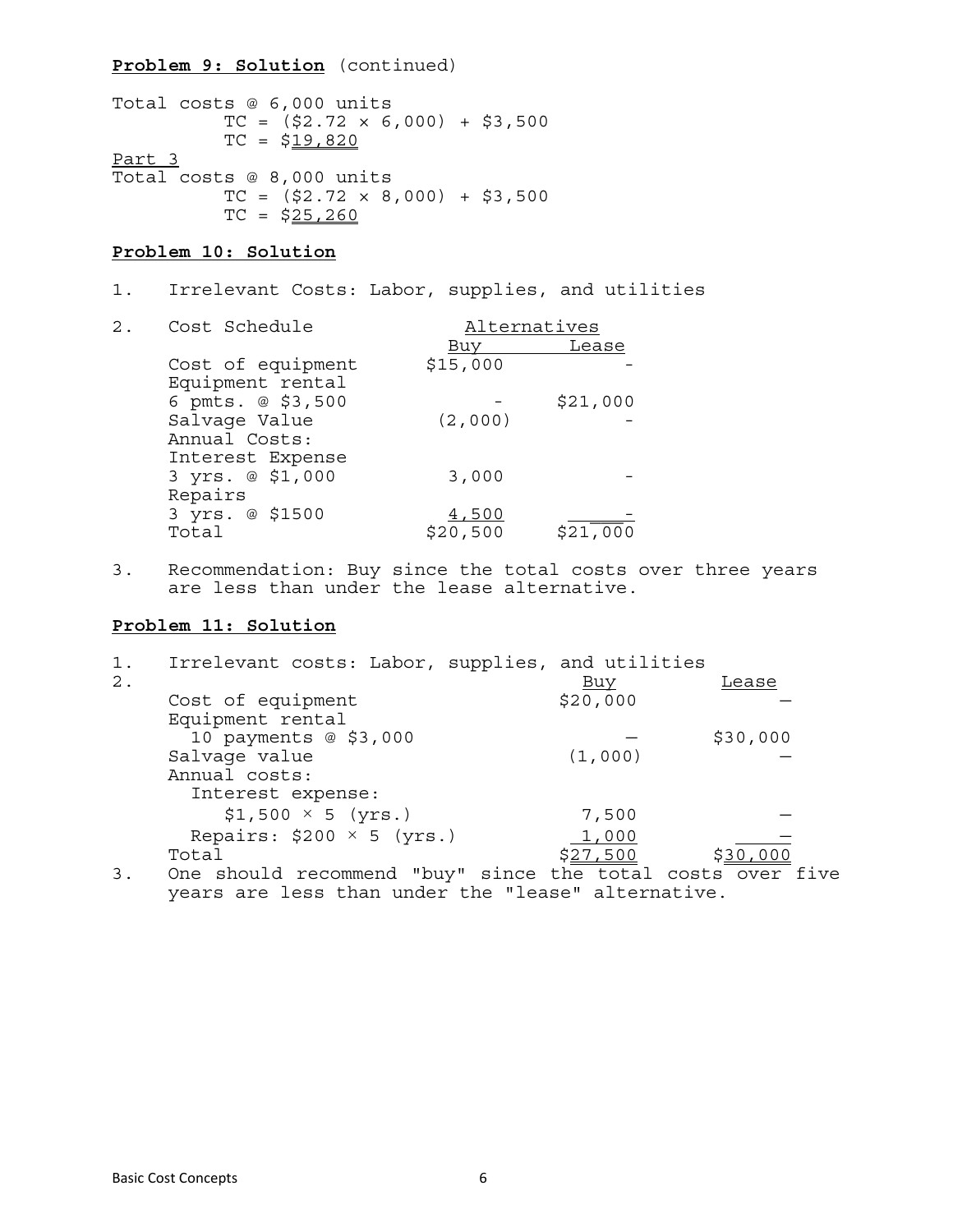**Problem 9: Solution** (continued)

Total costs @ 6,000 units

$$TC = (\$2.72 \times 6{,}000) + \$3{,}500$$

$$TC = \$\underline{\underline{19{,}820}}$$

Part 3

Total costs @ 8,000 units

$$TC = (\$2.72 \times 8{,}000) + \$3{,}500$$

$$TC = \$\underline{\underline{25{,}260}}$$

**Problem 10: Solution**

1. Irrelevant Costs: Labor, supplies, and utilities

2. Cost Schedule

| Cost Schedule | Alternatives | |
|---|---|---|
| | Buy | Lease |
| Cost of equipment | $15,000 | - |
| Equipment rental 6 pmts. @ $3,500 | - | $21,000 |
| Salvage Value | (2,000) | - |
| Annual Costs: | | |
| Interest Expense 3 yrs. @ $1,000 | 3,000 | - |
| Repairs 3 yrs. @ $1500 | 4,500 | - |
| Total | $20,500 | $21,000 |

3. Recommendation: Buy since the total costs over three years are less than under the lease alternative.

**Problem 11: Solution**

1. Irrelevant costs: Labor, supplies, and utilities
2. 

| | Buy | Lease |
|---|---|---|
| Cost of equipment | $20,000 | — |
| Equipment rental 10 payments @ $3,000 | — | $30,000 |
| Salvage value | (1,000) | — |
| Annual costs: | | |
| Interest expense: $1,500 × 5 (yrs.) | 7,500 | — |
| Repairs: $200 × 5 (yrs.) | 1,000 | — |
| Total | $27,500 | $30,000 |

3. One should recommend "buy" since the total costs over five years are less than under the "lease" alternative.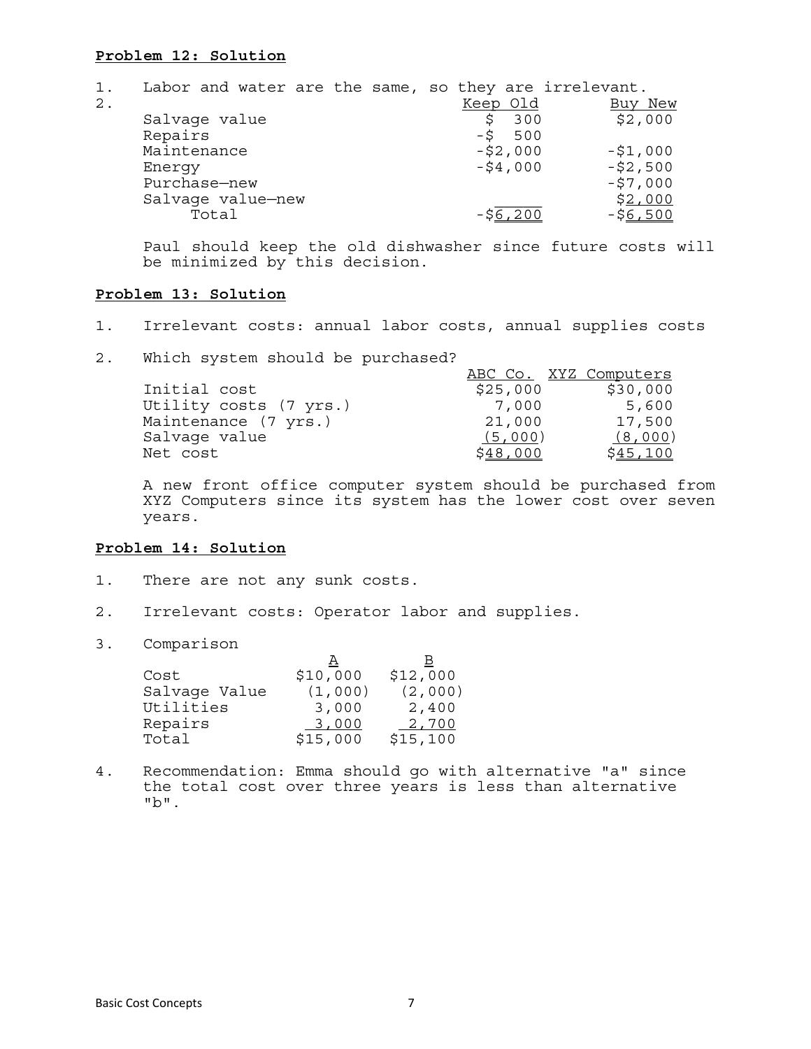**Problem 12: Solution**

1. Labor and water are the same, so they are irrelevant.
2.

| | Keep Old | Buy New |
|---|---|---|
| Salvage value | $ 300 | $2,000 |
| Repairs | -$ 500 | |
| Maintenance | -$2,000 | -$1,000 |
| Energy | -$4,000 | -$2,500 |
| Purchase—new | | -$7,000 |
| Salvage value—new | | $2,000 |
| Total | -$6,200 | -$6,500 |

Paul should keep the old dishwasher since future costs will be minimized by this decision.

**Problem 13: Solution**

1. Irrelevant costs: annual labor costs, annual supplies costs

2. Which system should be purchased?

| | ABC Co. | XYZ Computers |
|---|---|---|
| Initial cost | $25,000 | $30,000 |
| Utility costs (7 yrs.) | 7,000 | 5,600 |
| Maintenance (7 yrs.) | 21,000 | 17,500 |
| Salvage value | (5,000) | (8,000) |
| Net cost | $48,000 | $45,100 |

A new front office computer system should be purchased from XYZ Computers since its system has the lower cost over seven years.

**Problem 14: Solution**

1. There are not any sunk costs.

2. Irrelevant costs: Operator labor and supplies.

3. Comparison

| | A | B |
|---|---|---|
| Cost | $10,000 | $12,000 |
| Salvage Value | (1,000) | (2,000) |
| Utilities | 3,000 | 2,400 |
| Repairs | 3,000 | 2,700 |
| Total | $15,000 | $15,100 |

4. Recommendation: Emma should go with alternative "a" since the total cost over three years is less than alternative "b".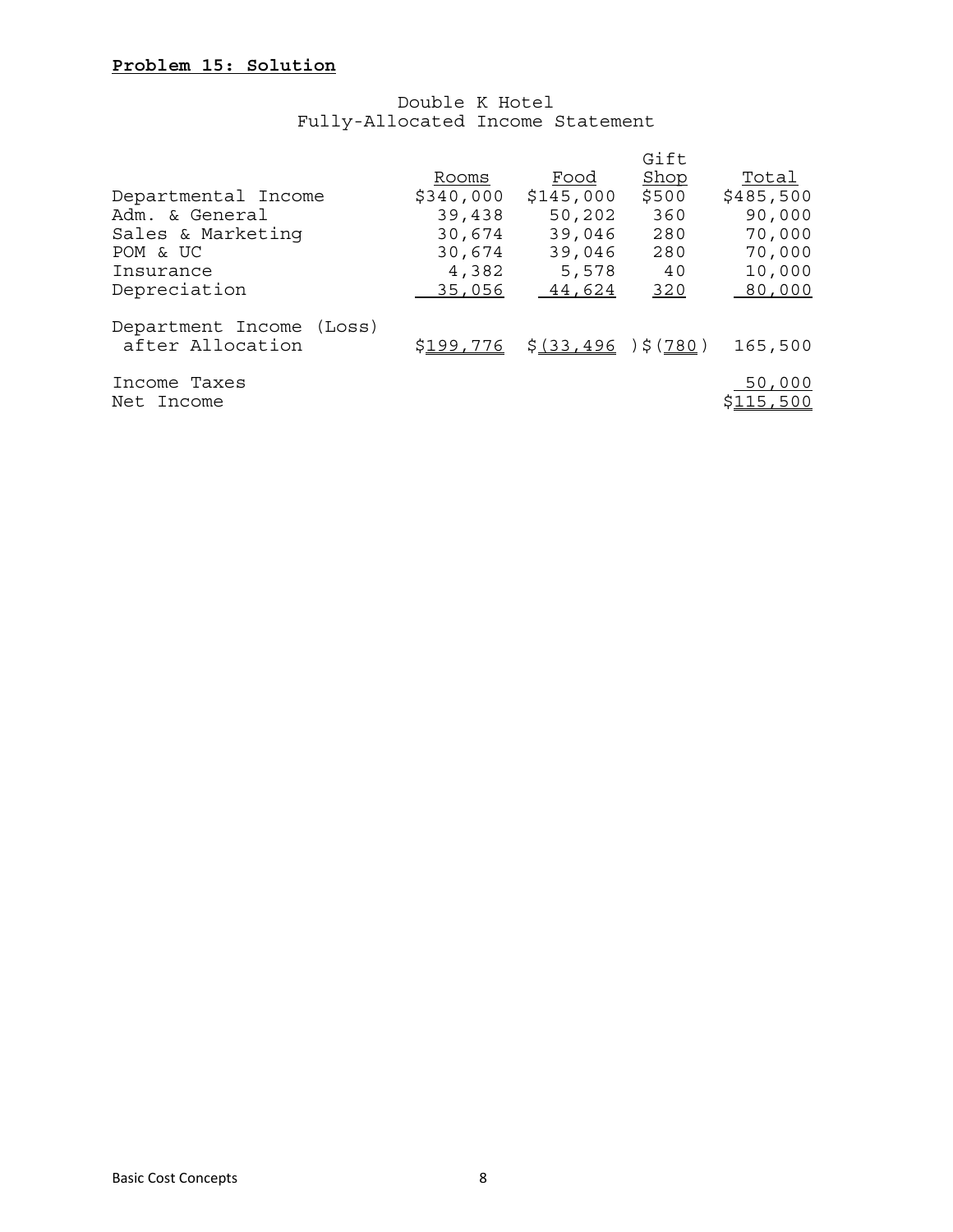**Problem 15: Solution**

Double K Hotel
Fully-Allocated Income Statement

| | Rooms | Food | Gift Shop | Total |
|---|---|---|---|---|
| Departmental Income | $340,000 | $145,000 | $500 | $485,500 |
| Adm. & General | 39,438 | 50,202 | 360 | 90,000 |
| Sales & Marketing | 30,674 | 39,046 | 280 | 70,000 |
| POM & UC | 30,674 | 39,046 | 280 | 70,000 |
| Insurance | 4,382 | 5,578 | 40 | 10,000 |
| Depreciation | 35,056 | 44,624 | 320 | 80,000 |
| Department Income (Loss) after Allocation | $199,776 | $(33,496) | $(780) | 165,500 |
| Income Taxes | | | | 50,000 |
| Net Income | | | | $115,500 |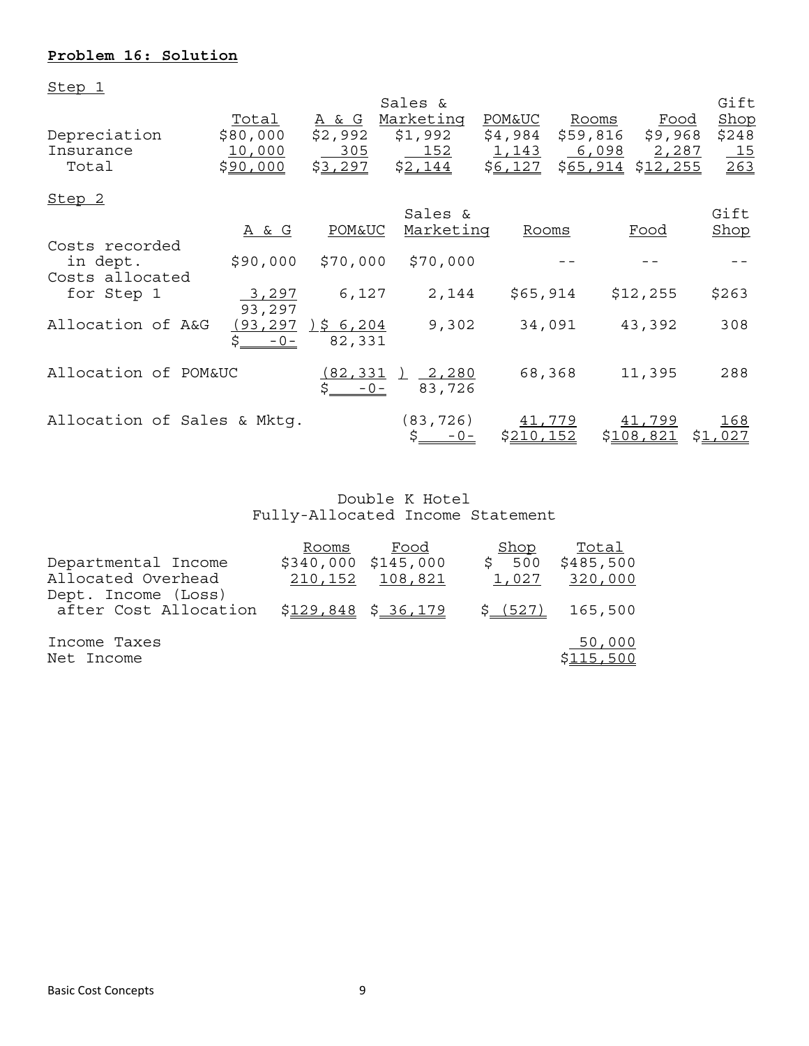**Problem 16: Solution**

Step 1

| | Total | A & G | Sales & Marketing | POM&UC | Rooms | Food | Gift Shop |
|---|---|---|---|---|---|---|---|
| Depreciation | $80,000 | $2,992 | $1,992 | $4,984 | $59,816 | $9,968 | $248 |
| Insurance | 10,000 | 305 | 152 | 1,143 | 6,098 | 2,287 | 15 |
| Total | $90,000 | $3,297 | $2,144 | $6,127 | $65,914 | $12,255 | 263 |

Step 2

| | A & G | POM&UC | Sales & Marketing | Rooms | Food | Gift Shop |
|---|---|---|---|---|---|---|
| Costs recorded in dept. | $90,000 | $70,000 | $70,000 | -- | -- | -- |
| Costs allocated for Step 1 | 3,297 | 6,127 | 2,144 | $65,914 | $12,255 | $263 |
| | 93,297 | | | | | |
| Allocation of A&G | (93,297) | $ 6,204 | 9,302 | 34,091 | 43,392 | 308 |
| | $ -0- | 82,331 | | | | |
| Allocation of POM&UC | | (82,331) | 2,280 | 68,368 | 11,395 | 288 |
| | | $ -0- | 83,726 | | | |
| Allocation of Sales & Mktg. | | | (83,726) | 41,779 | 41,799 | 168 |
| | | | $ -0- | $210,152 | $108,821 | $1,027 |

Double K Hotel
Fully-Allocated Income Statement

| | Rooms | Food | Shop | Total |
|---|---|---|---|---|
| Departmental Income | $340,000 | $145,000 | $ 500 | $485,500 |
| Allocated Overhead | 210,152 | 108,821 | 1,027 | 320,000 |
| Dept. Income (Loss) after Cost Allocation | $129,848 | $ 36,179 | $ (527) | 165,500 |
| Income Taxes | | | | 50,000 |
| Net Income | | | | $115,500 |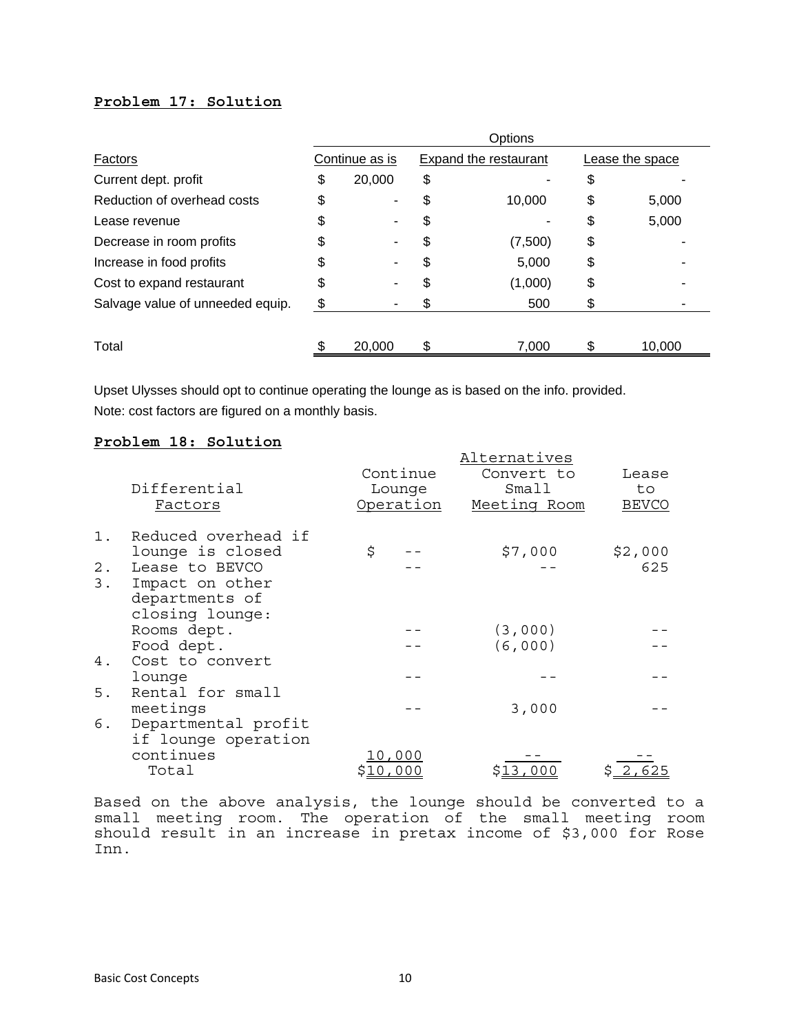**Problem 17: Solution**

| Factors | Continue as is | Expand the restaurant | Lease the space |
|---|---|---|---|
| | Options | | |
| Current dept. profit | $ 20,000 | $ - | $ - |
| Reduction of overhead costs | $ - | $ 10,000 | $ 5,000 |
| Lease revenue | $ - | $ - | $ 5,000 |
| Decrease in room profits | $ - | $ (7,500) | $ - |
| Increase in food profits | $ - | $ 5,000 | $ - |
| Cost to expand restaurant | $ - | $ (1,000) | $ - |
| Salvage value of unneeded equip. | $ - | $ 500 | $ - |
| Total | $ 20,000 | $ 7,000 | $ 10,000 |

Upset Ulysses should opt to continue operating the lounge as is based on the info. provided.

Note: cost factors are figured on a monthly basis.

**Problem 18: Solution**

| | Differential Factors | Continue Lounge Operation | Convert to Small Meeting Room | Lease to BEVCO |
|---|---|---|---|---|
| | | Alternatives | | |
| 1. | Reduced overhead if lounge is closed | $ -- | $7,000 | $2,000 |
| 2. | Lease to BEVCO | -- | -- | 625 |
| 3. | Impact on other departments of closing lounge: | | | |
| | Rooms dept. | -- | (3,000) | -- |
| | Food dept. | -- | (6,000) | -- |
| 4. | Cost to convert lounge | -- | -- | -- |
| 5. | Rental for small meetings | -- | 3,000 | -- |
| 6. | Departmental profit if lounge operation continues | 10,000 | -- | -- |
| | Total | $10,000 | $13,000 | $ 2,625 |

Based on the above analysis, the lounge should be converted to a small meeting room. The operation of the small meeting room should result in an increase in pretax income of $3,000 for Rose Inn.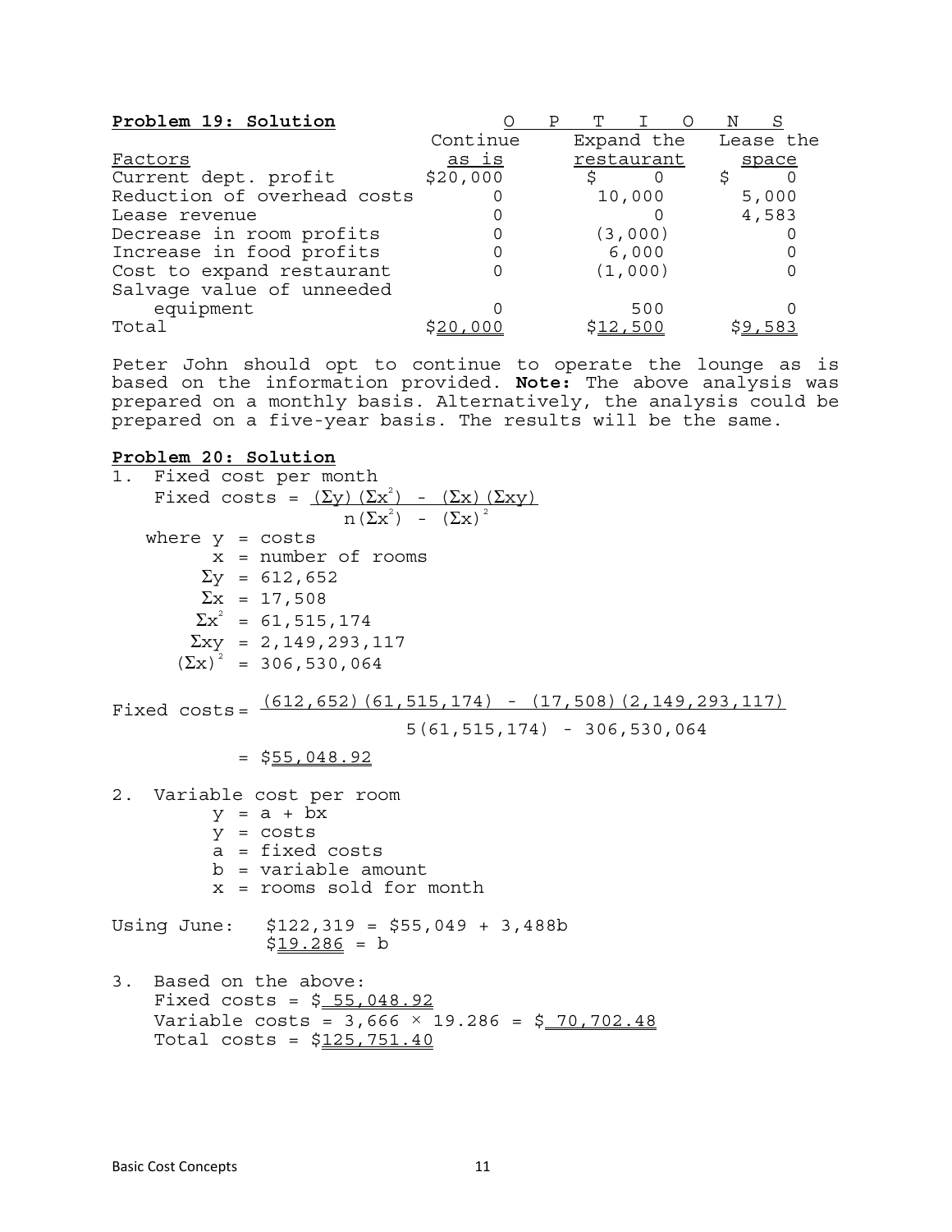**Problem 19: Solution**

| | OPTIONS | | |
|---|---|---|---|
| Factors | Continue as is | Expand the restaurant | Lease the space |
| Current dept. profit | $20,000 | $ 0 | $ 0 |
| Reduction of overhead costs | 0 | 10,000 | 5,000 |
| Lease revenue | 0 | 0 | 4,583 |
| Decrease in room profits | 0 | (3,000) | 0 |
| Increase in food profits | 0 | 6,000 | 0 |
| Cost to expand restaurant | 0 | (1,000) | 0 |
| Salvage value of unneeded equipment | 0 | 500 | 0 |
| Total | $20,000 | $12,500 | $9,583 |

Peter John should opt to continue to operate the lounge as is based on the information provided. **Note:** The above analysis was prepared on a monthly basis. Alternatively, the analysis could be prepared on a five-year basis. The results will be the same.

**Problem 20: Solution**

1. Fixed cost per month

$$\text{Fixed costs} = \frac{(\Sigma y)(\Sigma x^2) - (\Sigma x)(\Sigma xy)}{n(\Sigma x^2) - (\Sigma x)^2}$$

where $y$ = costs
$x$ = number of rooms
$\Sigma y$ = 612,652
$\Sigma x$ = 17,508
$\Sigma x^2$ = 61,515,174
$\Sigma xy$ = 2,149,293,117
$(\Sigma x)^2$ = 306,530,064

$$\text{Fixed costs} = \frac{(612{,}652)(61{,}515{,}174) - (17{,}508)(2{,}149{,}293{,}117)}{5(61{,}515{,}174) - 306{,}530{,}064}$$

$$= \$55{,}048.92$$

2. Variable cost per room

$y = a + bx$
$y$ = costs
$a$ = fixed costs
$b$ = variable amount
$x$ = rooms sold for month

Using June: $\$122{,}319 = \$55{,}049 + 3{,}488b$
$\$19.286 = b$

3. Based on the above:
Fixed costs = $ 55,048.92
Variable costs = 3,666 × 19.286 = $ 70,702.48
Total costs = $125,751.40